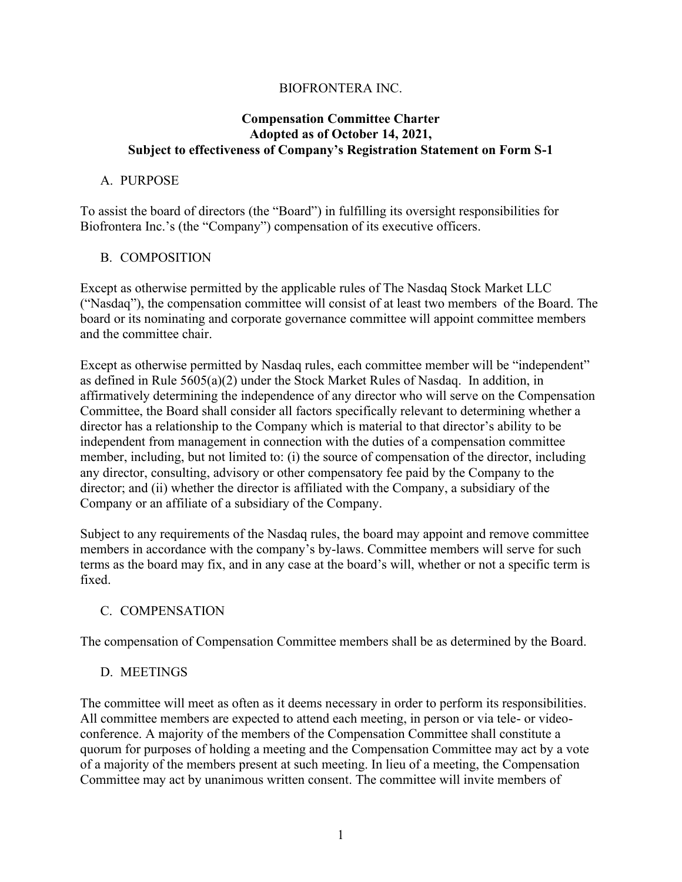# BIOFRONTERA INC.

## Compensation Committee Charter
## Adopted as of October 14, 2021,
## Subject to effectiveness of Company's Registration Statement on Form S-1

### A. PURPOSE

To assist the board of directors (the "Board") in fulfilling its oversight responsibilities for Biofrontera Inc.'s (the "Company") compensation of its executive officers.

### B. COMPOSITION

Except as otherwise permitted by the applicable rules of The Nasdaq Stock Market LLC ("Nasdaq"), the compensation committee will consist of at least two members of the Board. The board or its nominating and corporate governance committee will appoint committee members and the committee chair.

Except as otherwise permitted by Nasdaq rules, each committee member will be "independent" as defined in Rule 5605(a)(2) under the Stock Market Rules of Nasdaq. In addition, in affirmatively determining the independence of any director who will serve on the Compensation Committee, the Board shall consider all factors specifically relevant to determining whether a director has a relationship to the Company which is material to that director's ability to be independent from management in connection with the duties of a compensation committee member, including, but not limited to: (i) the source of compensation of the director, including any director, consulting, advisory or other compensatory fee paid by the Company to the director; and (ii) whether the director is affiliated with the Company, a subsidiary of the Company or an affiliate of a subsidiary of the Company.

Subject to any requirements of the Nasdaq rules, the board may appoint and remove committee members in accordance with the company's by-laws. Committee members will serve for such terms as the board may fix, and in any case at the board's will, whether or not a specific term is fixed.

### C. COMPENSATION

The compensation of Compensation Committee members shall be as determined by the Board.

### D. MEETINGS

The committee will meet as often as it deems necessary in order to perform its responsibilities. All committee members are expected to attend each meeting, in person or via tele- or video-conference. A majority of the members of the Compensation Committee shall constitute a quorum for purposes of holding a meeting and the Compensation Committee may act by a vote of a majority of the members present at such meeting. In lieu of a meeting, the Compensation Committee may act by unanimous written consent. The committee will invite members of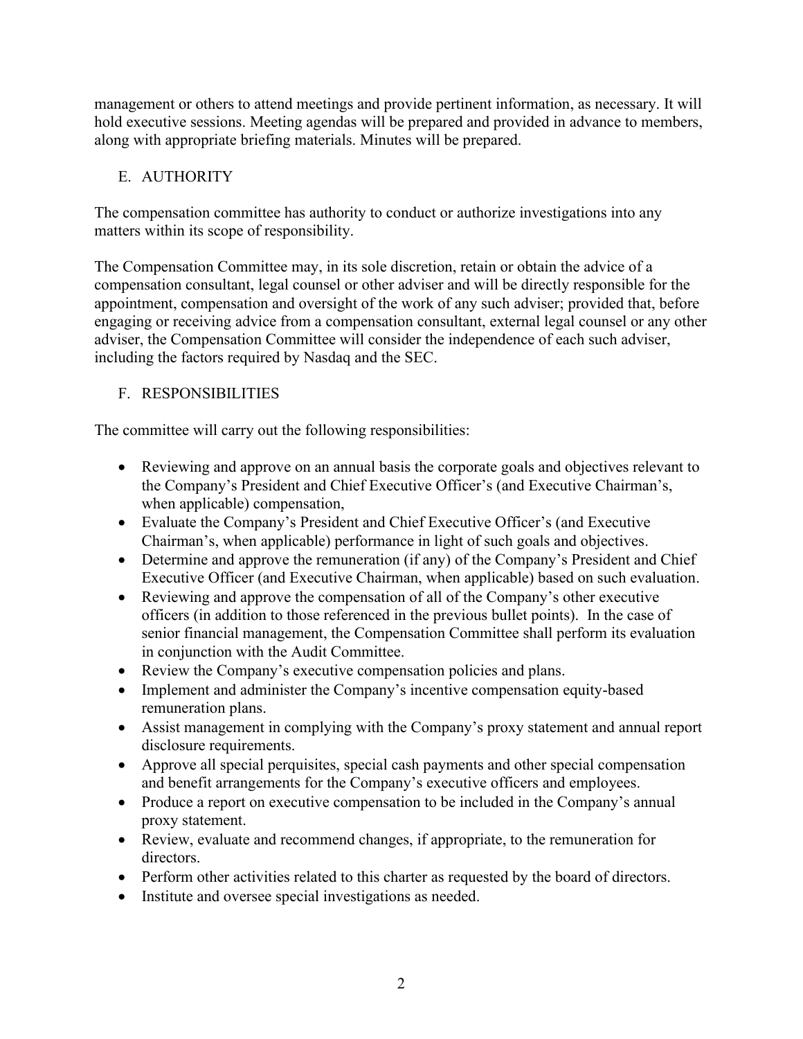management or others to attend meetings and provide pertinent information, as necessary. It will hold executive sessions. Meeting agendas will be prepared and provided in advance to members, along with appropriate briefing materials. Minutes will be prepared.

## E. AUTHORITY

The compensation committee has authority to conduct or authorize investigations into any matters within its scope of responsibility.

The Compensation Committee may, in its sole discretion, retain or obtain the advice of a compensation consultant, legal counsel or other adviser and will be directly responsible for the appointment, compensation and oversight of the work of any such adviser; provided that, before engaging or receiving advice from a compensation consultant, external legal counsel or any other adviser, the Compensation Committee will consider the independence of each such adviser, including the factors required by Nasdaq and the SEC.

## F. RESPONSIBILITIES

The committee will carry out the following responsibilities:

- Reviewing and approve on an annual basis the corporate goals and objectives relevant to the Company's President and Chief Executive Officer's (and Executive Chairman's, when applicable) compensation,
- Evaluate the Company's President and Chief Executive Officer's (and Executive Chairman's, when applicable) performance in light of such goals and objectives.
- Determine and approve the remuneration (if any) of the Company's President and Chief Executive Officer (and Executive Chairman, when applicable) based on such evaluation.
- Reviewing and approve the compensation of all of the Company's other executive officers (in addition to those referenced in the previous bullet points). In the case of senior financial management, the Compensation Committee shall perform its evaluation in conjunction with the Audit Committee.
- Review the Company's executive compensation policies and plans.
- Implement and administer the Company's incentive compensation equity-based remuneration plans.
- Assist management in complying with the Company's proxy statement and annual report disclosure requirements.
- Approve all special perquisites, special cash payments and other special compensation and benefit arrangements for the Company's executive officers and employees.
- Produce a report on executive compensation to be included in the Company's annual proxy statement.
- Review, evaluate and recommend changes, if appropriate, to the remuneration for directors.
- Perform other activities related to this charter as requested by the board of directors.
- Institute and oversee special investigations as needed.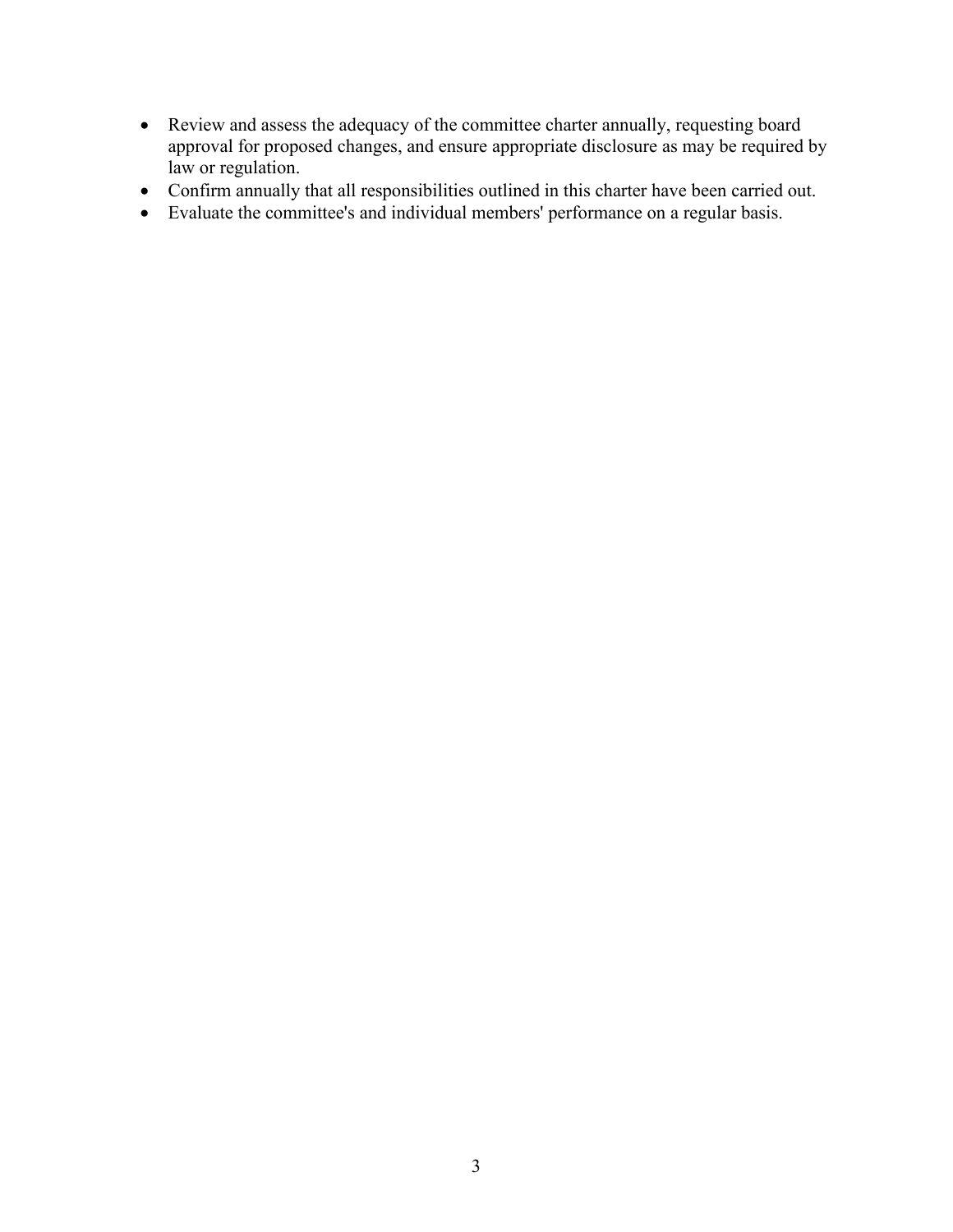- Review and assess the adequacy of the committee charter annually, requesting board approval for proposed changes, and ensure appropriate disclosure as may be required by law or regulation.
- Confirm annually that all responsibilities outlined in this charter have been carried out.
- Evaluate the committee's and individual members' performance on a regular basis.